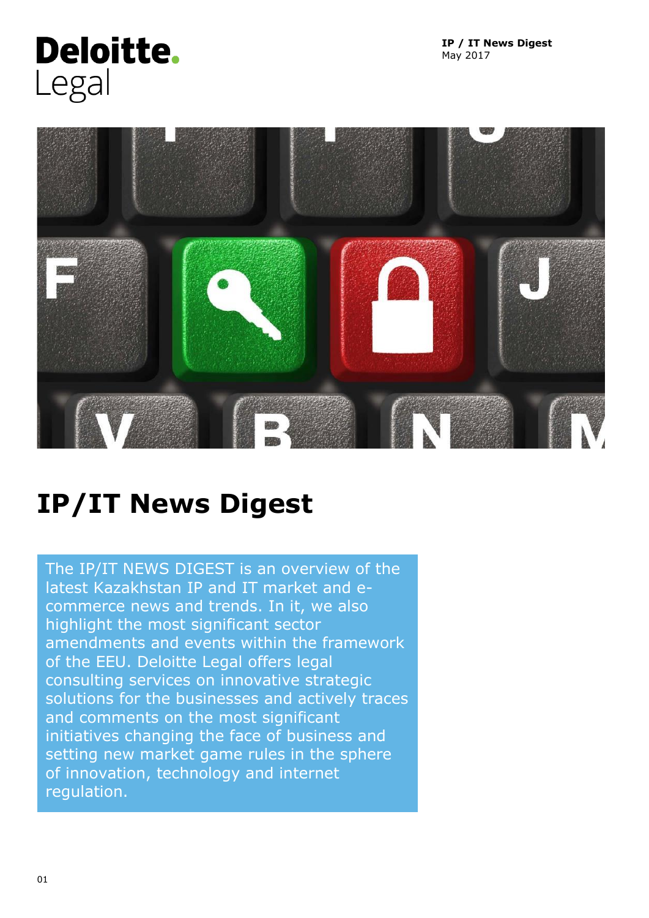Deloitte.
Legal

**IP / IT News Digest**
May 2017

# IP/IT News Digest

The IP/IT NEWS DIGEST is an overview of the latest Kazakhstan IP and IT market and e-commerce news and trends. In it, we also highlight the most significant sector amendments and events within the framework of the EEU. Deloitte Legal offers legal consulting services on innovative strategic solutions for the businesses and actively traces and comments on the most significant initiatives changing the face of business and setting new market game rules in the sphere of innovation, technology and internet regulation.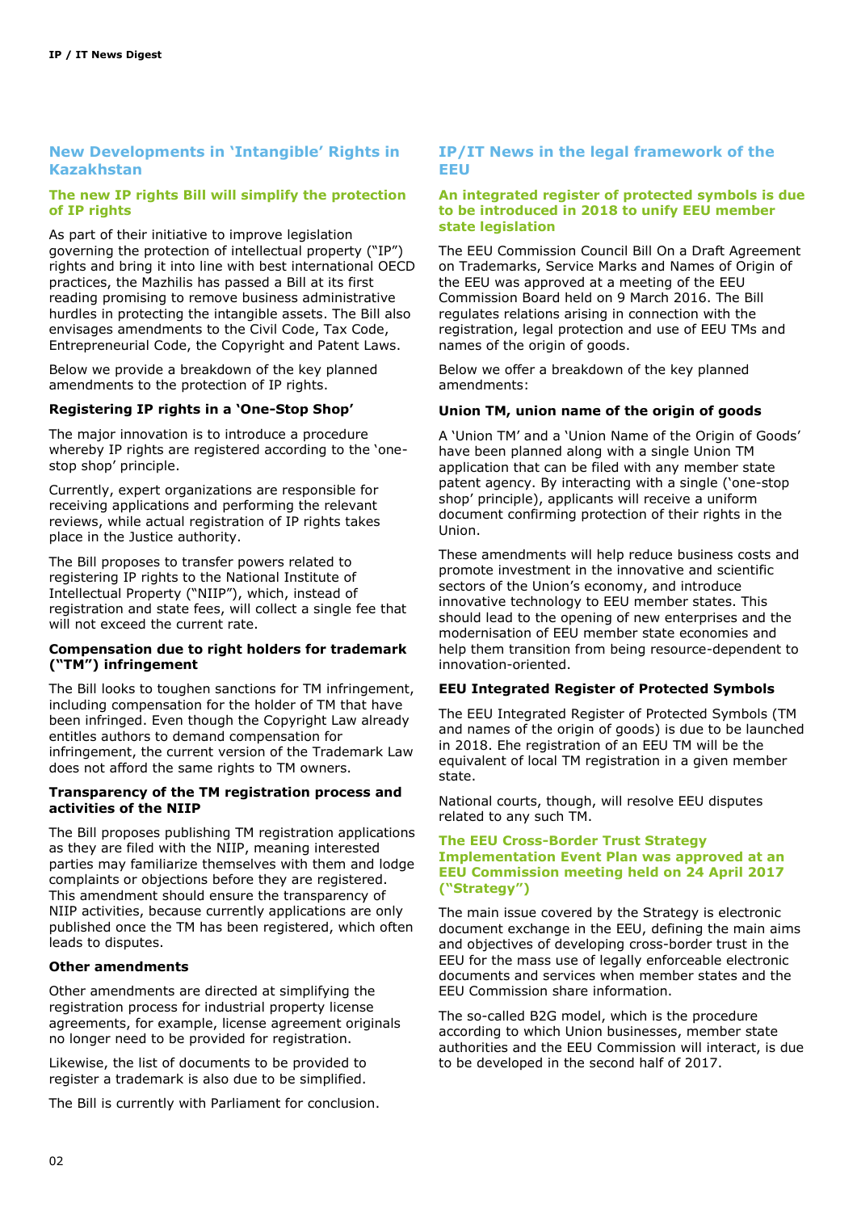## New Developments in 'Intangible' Rights in Kazakhstan

### The new IP rights Bill will simplify the protection of IP rights

As part of their initiative to improve legislation governing the protection of intellectual property ("IP") rights and bring it into line with best international OECD practices, the Mazhilis has passed a Bill at its first reading promising to remove business administrative hurdles in protecting the intangible assets. The Bill also envisages amendments to the Civil Code, Tax Code, Entrepreneurial Code, the Copyright and Patent Laws.

Below we provide a breakdown of the key planned amendments to the protection of IP rights.

**Registering IP rights in a 'One-Stop Shop'**

The major innovation is to introduce a procedure whereby IP rights are registered according to the 'one-stop shop' principle.

Currently, expert organizations are responsible for receiving applications and performing the relevant reviews, while actual registration of IP rights takes place in the Justice authority.

The Bill proposes to transfer powers related to registering IP rights to the National Institute of Intellectual Property ("NIIP"), which, instead of registration and state fees, will collect a single fee that will not exceed the current rate.

**Compensation due to right holders for trademark ("TM") infringement**

The Bill looks to toughen sanctions for TM infringement, including compensation for the holder of TM that have been infringed. Even though the Copyright Law already entitles authors to demand compensation for infringement, the current version of the Trademark Law does not afford the same rights to TM owners.

**Transparency of the TM registration process and activities of the NIIP**

The Bill proposes publishing TM registration applications as they are filed with the NIIP, meaning interested parties may familiarize themselves with them and lodge complaints or objections before they are registered. This amendment should ensure the transparency of NIIP activities, because currently applications are only published once the TM has been registered, which often leads to disputes.

**Other amendments**

Other amendments are directed at simplifying the registration process for industrial property license agreements, for example, license agreement originals no longer need to be provided for registration.

Likewise, the list of documents to be provided to register a trademark is also due to be simplified.

The Bill is currently with Parliament for conclusion.

## IP/IT News in the legal framework of the EEU

### An integrated register of protected symbols is due to be introduced in 2018 to unify EEU member state legislation

The EEU Commission Council Bill On a Draft Agreement on Trademarks, Service Marks and Names of Origin of the EEU was approved at a meeting of the EEU Commission Board held on 9 March 2016. The Bill regulates relations arising in connection with the registration, legal protection and use of EEU TMs and names of the origin of goods.

Below we offer a breakdown of the key planned amendments:

**Union TM, union name of the origin of goods**

A 'Union TM' and a 'Union Name of the Origin of Goods' have been planned along with a single Union TM application that can be filed with any member state patent agency. By interacting with a single ('one-stop shop' principle), applicants will receive a uniform document confirming protection of their rights in the Union.

These amendments will help reduce business costs and promote investment in the innovative and scientific sectors of the Union's economy, and introduce innovative technology to EEU member states. This should lead to the opening of new enterprises and the modernisation of EEU member state economies and help them transition from being resource-dependent to innovation-oriented.

**EEU Integrated Register of Protected Symbols**

The EEU Integrated Register of Protected Symbols (TM and names of the origin of goods) is due to be launched in 2018. Ehe registration of an EEU TM will be the equivalent of local TM registration in a given member state.

National courts, though, will resolve EEU disputes related to any such TM.

### The EEU Cross-Border Trust Strategy Implementation Event Plan was approved at an EEU Commission meeting held on 24 April 2017 ("Strategy")

The main issue covered by the Strategy is electronic document exchange in the EEU, defining the main aims and objectives of developing cross-border trust in the EEU for the mass use of legally enforceable electronic documents and services when member states and the EEU Commission share information.

The so-called B2G model, which is the procedure according to which Union businesses, member state authorities and the EEU Commission will interact, is due to be developed in the second half of 2017.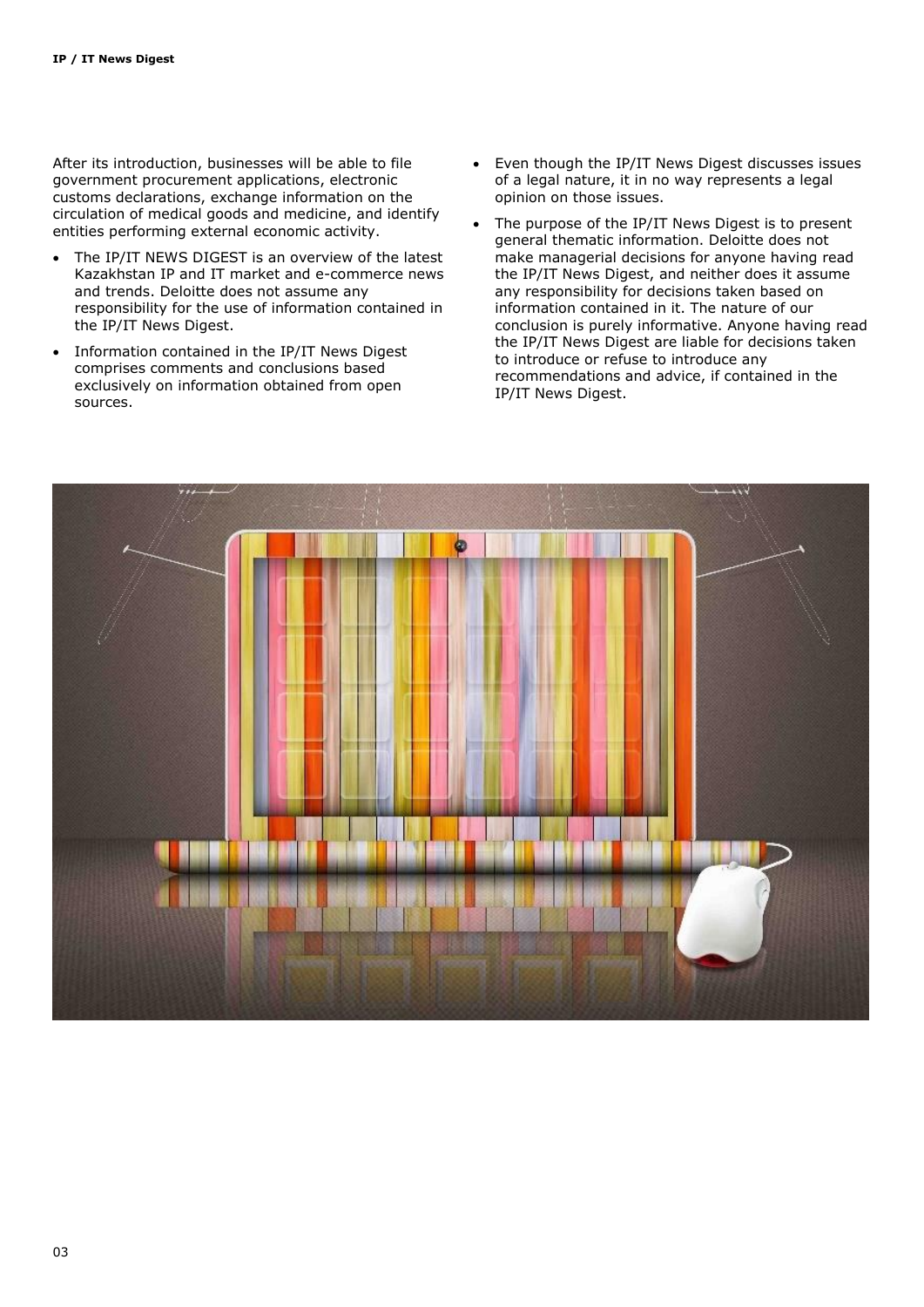After its introduction, businesses will be able to file government procurement applications, electronic customs declarations, exchange information on the circulation of medical goods and medicine, and identify entities performing external economic activity.

- The IP/IT NEWS DIGEST is an overview of the latest Kazakhstan IP and IT market and e-commerce news and trends. Deloitte does not assume any responsibility for the use of information contained in the IP/IT News Digest.
- Information contained in the IP/IT News Digest comprises comments and conclusions based exclusively on information obtained from open sources.
- Even though the IP/IT News Digest discusses issues of a legal nature, it in no way represents a legal opinion on those issues.
- The purpose of the IP/IT News Digest is to present general thematic information. Deloitte does not make managerial decisions for anyone having read the IP/IT News Digest, and neither does it assume any responsibility for decisions taken based on information contained in it. The nature of our conclusion is purely informative. Anyone having read the IP/IT News Digest are liable for decisions taken to introduce or refuse to introduce any recommendations and advice, if contained in the IP/IT News Digest.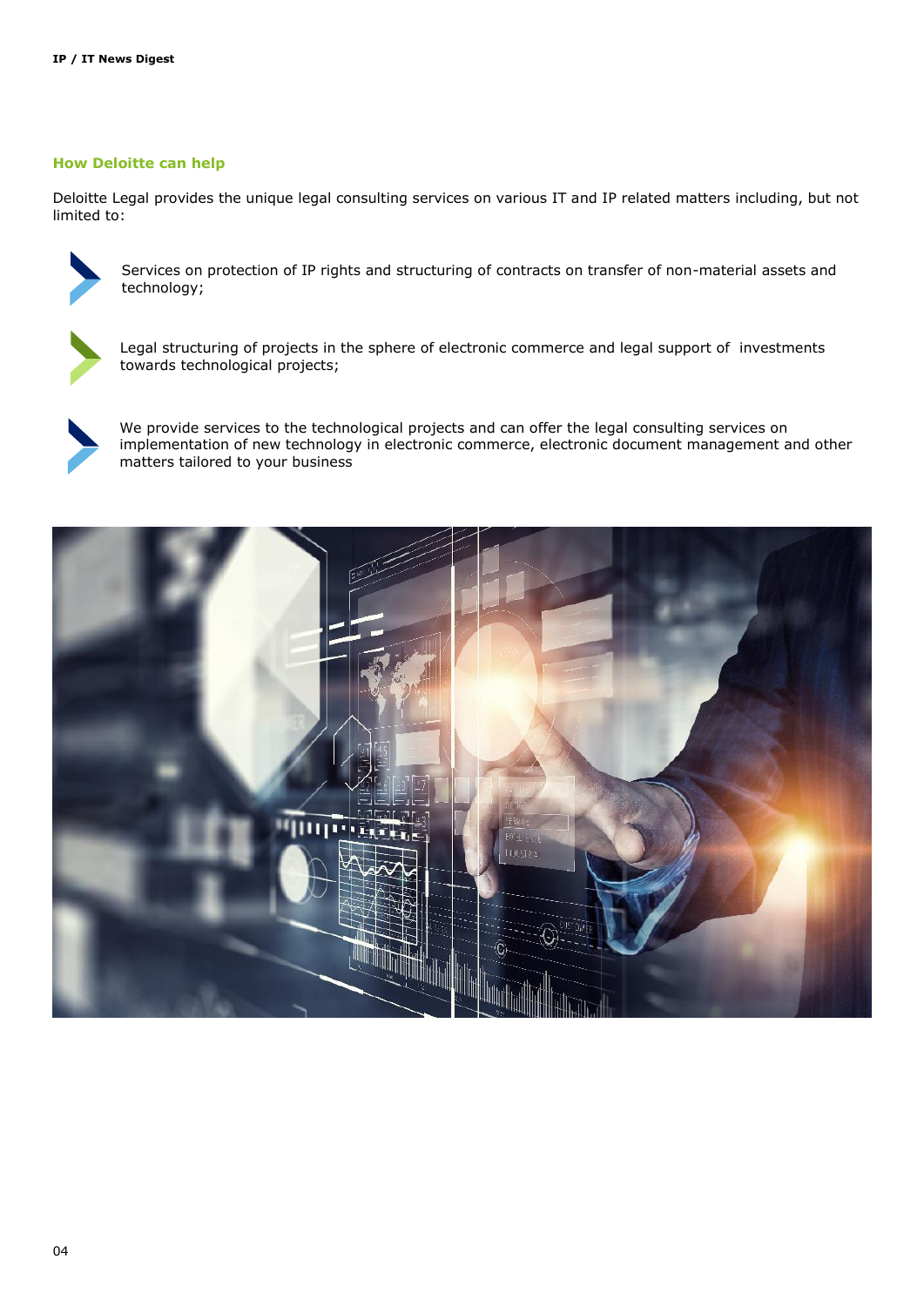## How Deloitte can help

Deloitte Legal provides the unique legal consulting services on various IT and IP related matters including, but not limited to:

- Services on protection of IP rights and structuring of contracts on transfer of non-material assets and technology;
- Legal structuring of projects in the sphere of electronic commerce and legal support of investments towards technological projects;
- We provide services to the technological projects and can offer the legal consulting services on implementation of new technology in electronic commerce, electronic document management and other matters tailored to your business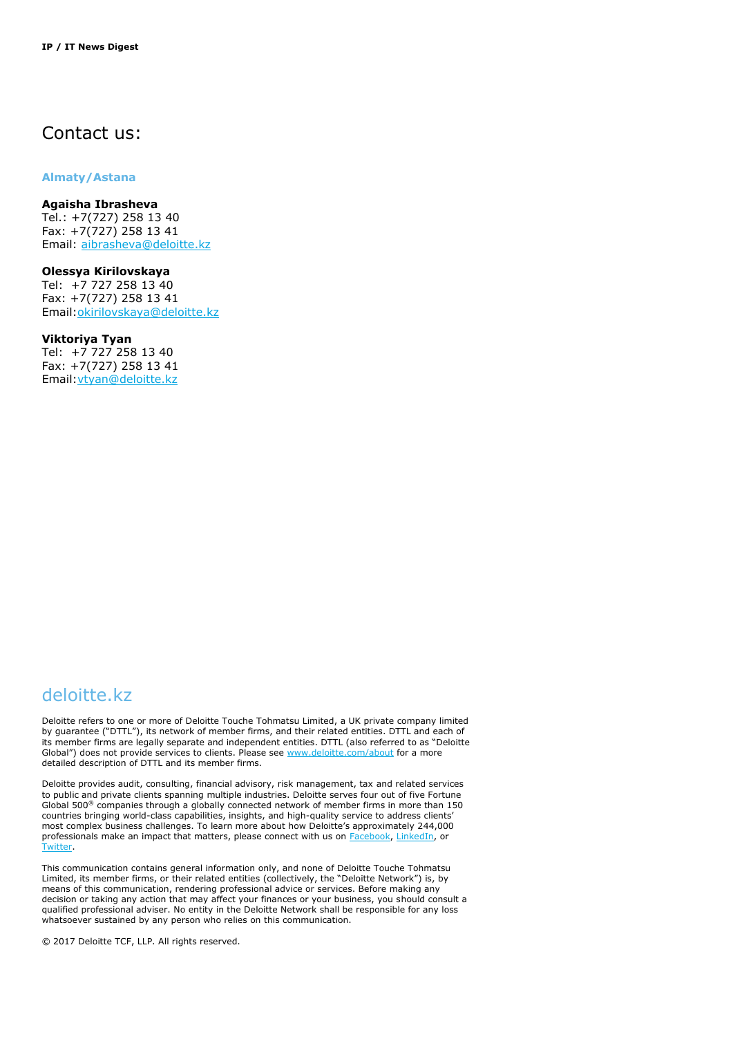# Contact us:

**Almaty/Astana**

**Agaisha Ibrasheva**
Tel.: +7(727) 258 13 40
Fax: +7(727) 258 13 41
Email: aibrasheva@deloitte.kz

**Olessya Kirilovskaya**
Tel: +7 727 258 13 40
Fax: +7(727) 258 13 41
Email: okirilovskaya@deloitte.kz

**Viktoriya Tyan**
Tel: +7 727 258 13 40
Fax: +7(727) 258 13 41
Email: vtyan@deloitte.kz

## deloitte.kz

Deloitte refers to one or more of Deloitte Touche Tohmatsu Limited, a UK private company limited by guarantee ("DTTL"), its network of member firms, and their related entities. DTTL and each of its member firms are legally separate and independent entities. DTTL (also referred to as "Deloitte Global") does not provide services to clients. Please see www.deloitte.com/about for a more detailed description of DTTL and its member firms.

Deloitte provides audit, consulting, financial advisory, risk management, tax and related services to public and private clients spanning multiple industries. Deloitte serves four out of five Fortune Global 500® companies through a globally connected network of member firms in more than 150 countries bringing world-class capabilities, insights, and high-quality service to address clients' most complex business challenges. To learn more about how Deloitte's approximately 244,000 professionals make an impact that matters, please connect with us on Facebook, LinkedIn, or Twitter.

This communication contains general information only, and none of Deloitte Touche Tohmatsu Limited, its member firms, or their related entities (collectively, the "Deloitte Network") is, by means of this communication, rendering professional advice or services. Before making any decision or taking any action that may affect your finances or your business, you should consult a qualified professional adviser. No entity in the Deloitte Network shall be responsible for any loss whatsoever sustained by any person who relies on this communication.

© 2017 Deloitte TCF, LLP. All rights reserved.